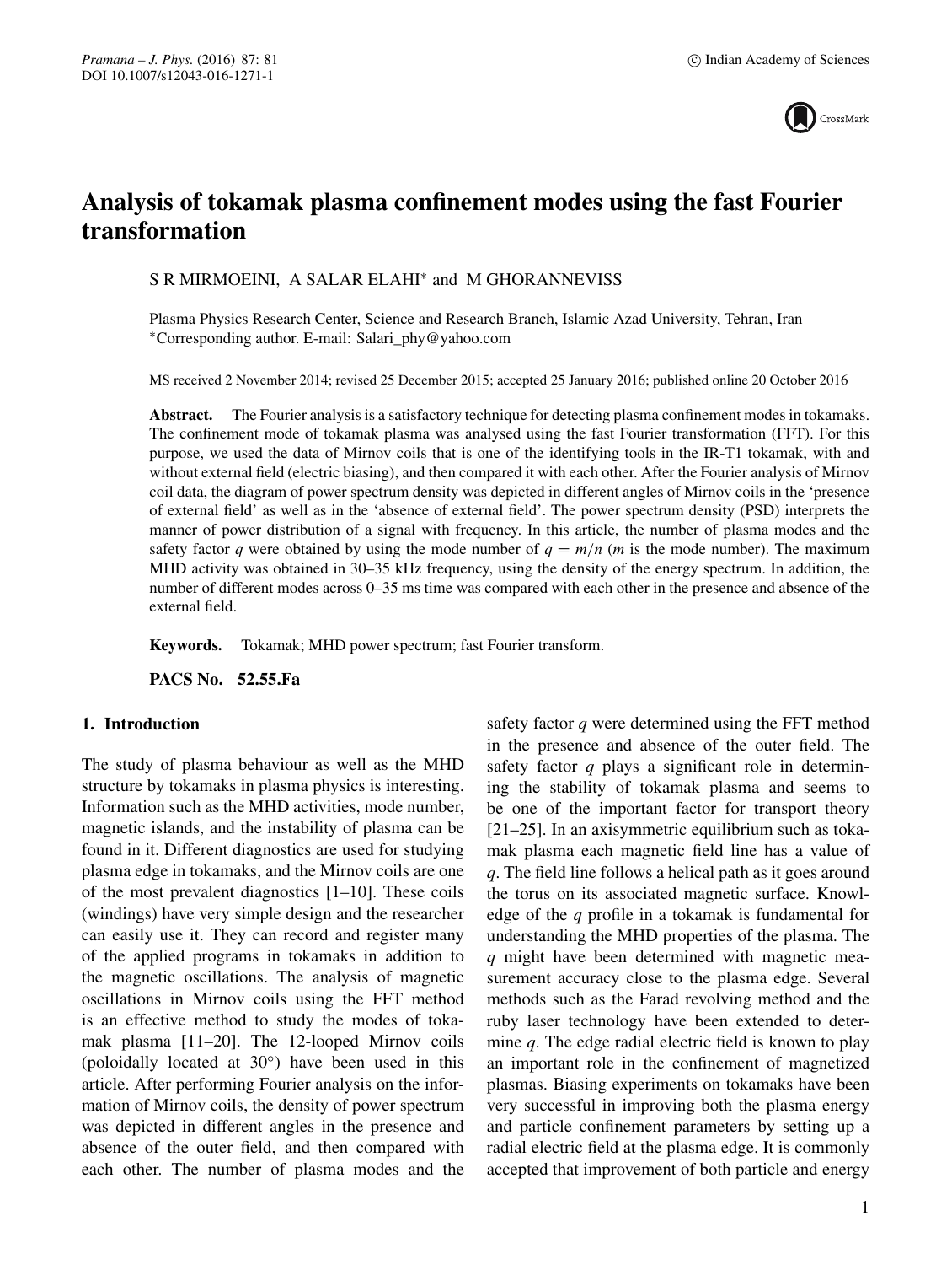# Analysis of tokamak plasma confinement modes using the fast Fourier transformation

S R MIRMOEINI, A SALAR ELAHI* and M GHORANNEVISS

Plasma Physics Research Center, Science and Research Branch, Islamic Azad University, Tehran, Iran
*Corresponding author. E-mail: Salari_phy@yahoo.com

MS received 2 November 2014; revised 25 December 2015; accepted 25 January 2016; published online 20 October 2016

**Abstract.** The Fourier analysis is a satisfactory technique for detecting plasma confinement modes in tokamaks. The confinement mode of tokamak plasma was analysed using the fast Fourier transformation (FFT). For this purpose, we used the data of Mirnov coils that is one of the identifying tools in the IR-T1 tokamak, with and without external field (electric biasing), and then compared it with each other. After the Fourier analysis of Mirnov coil data, the diagram of power spectrum density was depicted in different angles of Mirnov coils in the 'presence of external field' as well as in the 'absence of external field'. The power spectrum density (PSD) interprets the manner of power distribution of a signal with frequency. In this article, the number of plasma modes and the safety factor $q$ were obtained by using the mode number of $q = m/n$ ($m$ is the mode number). The maximum MHD activity was obtained in 30–35 kHz frequency, using the density of the energy spectrum. In addition, the number of different modes across 0–35 ms time was compared with each other in the presence and absence of the external field.

**Keywords.** Tokamak; MHD power spectrum; fast Fourier transform.

**PACS No.** 52.55.Fa

## 1. Introduction

The study of plasma behaviour as well as the MHD structure by tokamaks in plasma physics is interesting. Information such as the MHD activities, mode number, magnetic islands, and the instability of plasma can be found in it. Different diagnostics are used for studying plasma edge in tokamaks, and the Mirnov coils are one of the most prevalent diagnostics [1–10]. These coils (windings) have very simple design and the researcher can easily use it. They can record and register many of the applied programs in tokamaks in addition to the magnetic oscillations. The analysis of magnetic oscillations in Mirnov coils using the FFT method is an effective method to study the modes of tokamak plasma [11–20]. The 12-looped Mirnov coils (poloidally located at 30°) have been used in this article. After performing Fourier analysis on the information of Mirnov coils, the density of power spectrum was depicted in different angles in the presence and absence of the outer field, and then compared with each other. The number of plasma modes and the safety factor $q$ were determined using the FFT method in the presence and absence of the outer field. The safety factor $q$ plays a significant role in determining the stability of tokamak plasma and seems to be one of the important factor for transport theory [21–25]. In an axisymmetric equilibrium such as tokamak plasma each magnetic field line has a value of $q$. The field line follows a helical path as it goes around the torus on its associated magnetic surface. Knowledge of the $q$ profile in a tokamak is fundamental for understanding the MHD properties of the plasma. The $q$ might have been determined with magnetic measurement accuracy close to the plasma edge. Several methods such as the Farad revolving method and the ruby laser technology have been extended to determine $q$. The edge radial electric field is known to play an important role in the confinement of magnetized plasmas. Biasing experiments on tokamaks have been very successful in improving both the plasma energy and particle confinement parameters by setting up a radial electric field at the plasma edge. It is commonly accepted that improvement of both particle and energy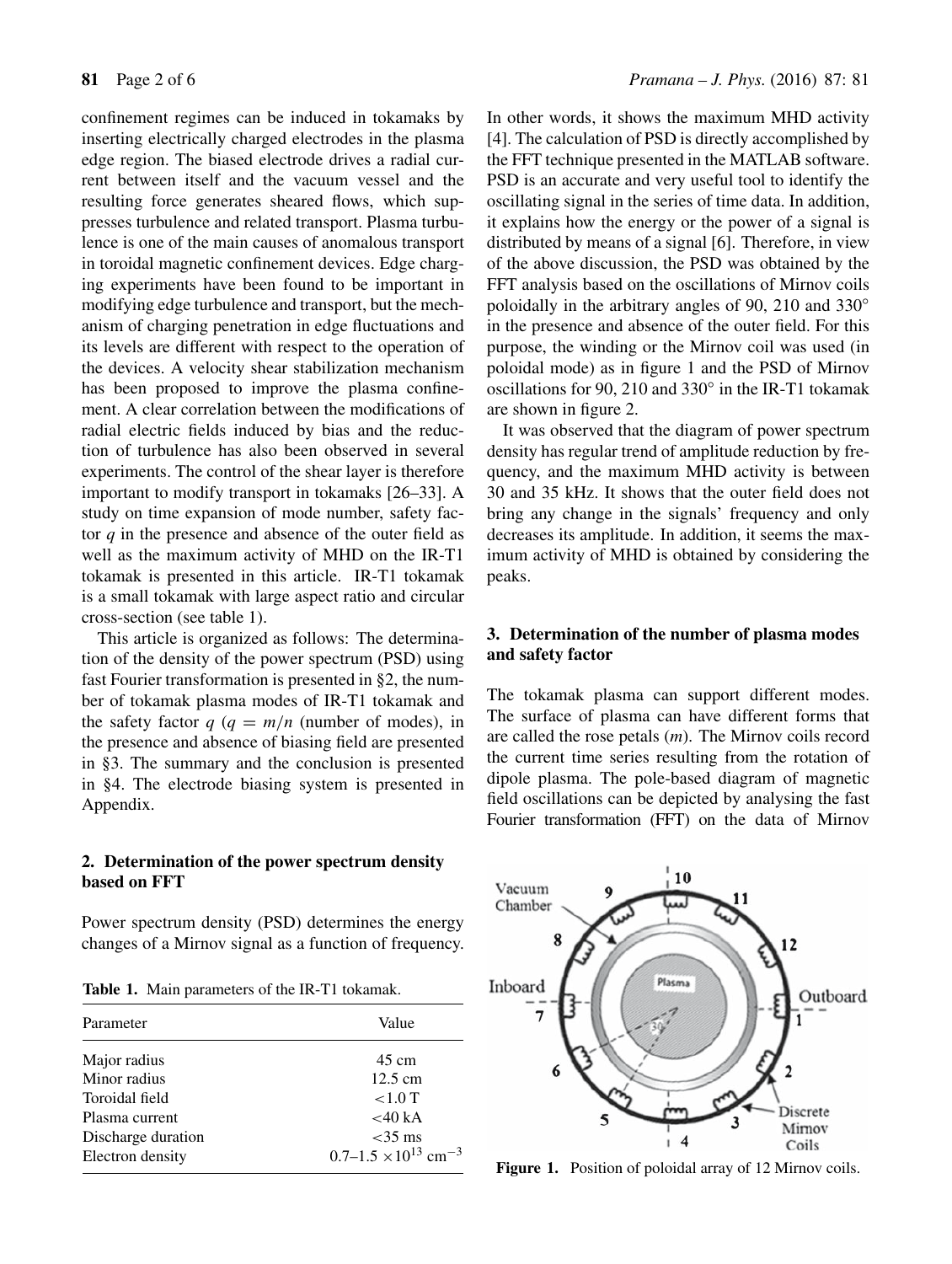confinement regimes can be induced in tokamaks by inserting electrically charged electrodes in the plasma edge region. The biased electrode drives a radial current between itself and the vacuum vessel and the resulting force generates sheared flows, which suppresses turbulence and related transport. Plasma turbulence is one of the main causes of anomalous transport in toroidal magnetic confinement devices. Edge charging experiments have been found to be important in modifying edge turbulence and transport, but the mechanism of charging penetration in edge fluctuations and its levels are different with respect to the operation of the devices. A velocity shear stabilization mechanism has been proposed to improve the plasma confinement. A clear correlation between the modifications of radial electric fields induced by bias and the reduction of turbulence has also been observed in several experiments. The control of the shear layer is therefore important to modify transport in tokamaks [26–33]. A study on time expansion of mode number, safety factor $q$ in the presence and absence of the outer field as well as the maximum activity of MHD on the IR-T1 tokamak is presented in this article. IR-T1 tokamak is a small tokamak with large aspect ratio and circular cross-section (see table 1).

This article is organized as follows: The determination of the density of the power spectrum (PSD) using fast Fourier transformation is presented in §2, the number of tokamak plasma modes of IR-T1 tokamak and the safety factor $q$ ($q = m/n$ (number of modes), in the presence and absence of biasing field are presented in §3. The summary and the conclusion is presented in §4. The electrode biasing system is presented in Appendix.

## 2. Determination of the power spectrum density based on FFT

Power spectrum density (PSD) determines the energy changes of a Mirnov signal as a function of frequency.

**Table 1.** Main parameters of the IR-T1 tokamak.

| Parameter | Value |
|---|---|
| Major radius | 45 cm |
| Minor radius | 12.5 cm |
| Toroidal field | $<1.0$ T |
| Plasma current | $<40$ kA |
| Discharge duration | $<35$ ms |
| Electron density | 0.7–1.5 $\times 10^{13}$ cm$^{-3}$ |

In other words, it shows the maximum MHD activity [4]. The calculation of PSD is directly accomplished by the FFT technique presented in the MATLAB software. PSD is an accurate and very useful tool to identify the oscillating signal in the series of time data. In addition, it explains how the energy or the power of a signal is distributed by means of a signal [6]. Therefore, in view of the above discussion, the PSD was obtained by the FFT analysis based on the oscillations of Mirnov coils poloidally in the arbitrary angles of 90, 210 and 330° in the presence and absence of the outer field. For this purpose, the winding or the Mirnov coil was used (in poloidal mode) as in figure 1 and the PSD of Mirnov oscillations for 90, 210 and 330° in the IR-T1 tokamak are shown in figure 2.

It was observed that the diagram of power spectrum density has regular trend of amplitude reduction by frequency, and the maximum MHD activity is between 30 and 35 kHz. It shows that the outer field does not bring any change in the signals' frequency and only decreases its amplitude. In addition, it seems the maximum activity of MHD is obtained by considering the peaks.

## 3. Determination of the number of plasma modes and safety factor

The tokamak plasma can support different modes. The surface of plasma can have different forms that are called the rose petals ($m$). The Mirnov coils record the current time series resulting from the rotation of dipole plasma. The pole-based diagram of magnetic field oscillations can be depicted by analysing the fast Fourier transformation (FFT) on the data of Mirnov

**Figure 1.** Position of poloidal array of 12 Mirnov coils.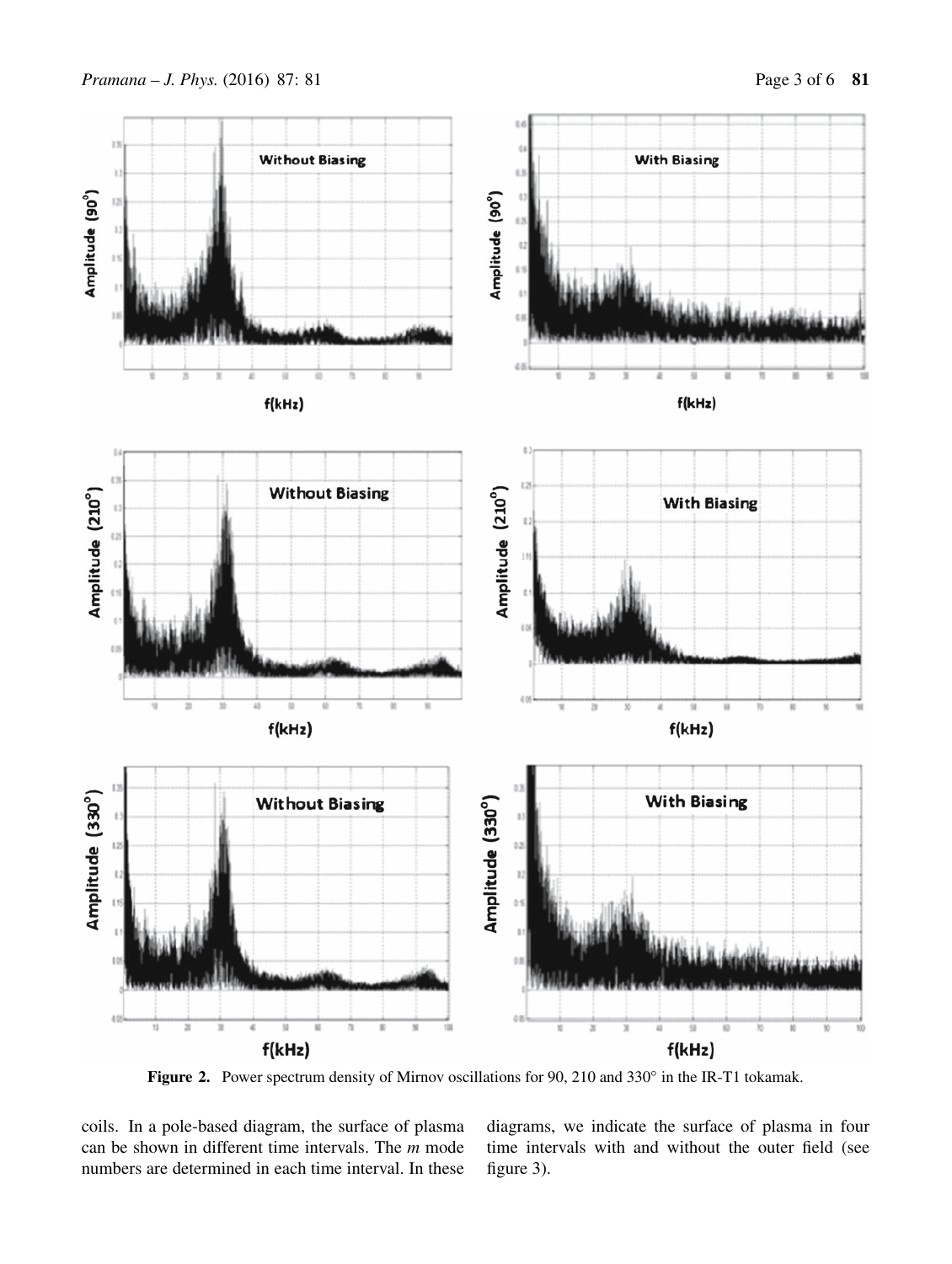**Figure 2.** Power spectrum density of Mirnov oscillations for 90, 210 and 330° in the IR-T1 tokamak.

coils. In a pole-based diagram, the surface of plasma can be shown in different time intervals. The $m$ mode numbers are determined in each time interval. In these diagrams, we indicate the surface of plasma in four time intervals with and without the outer field (see figure 3).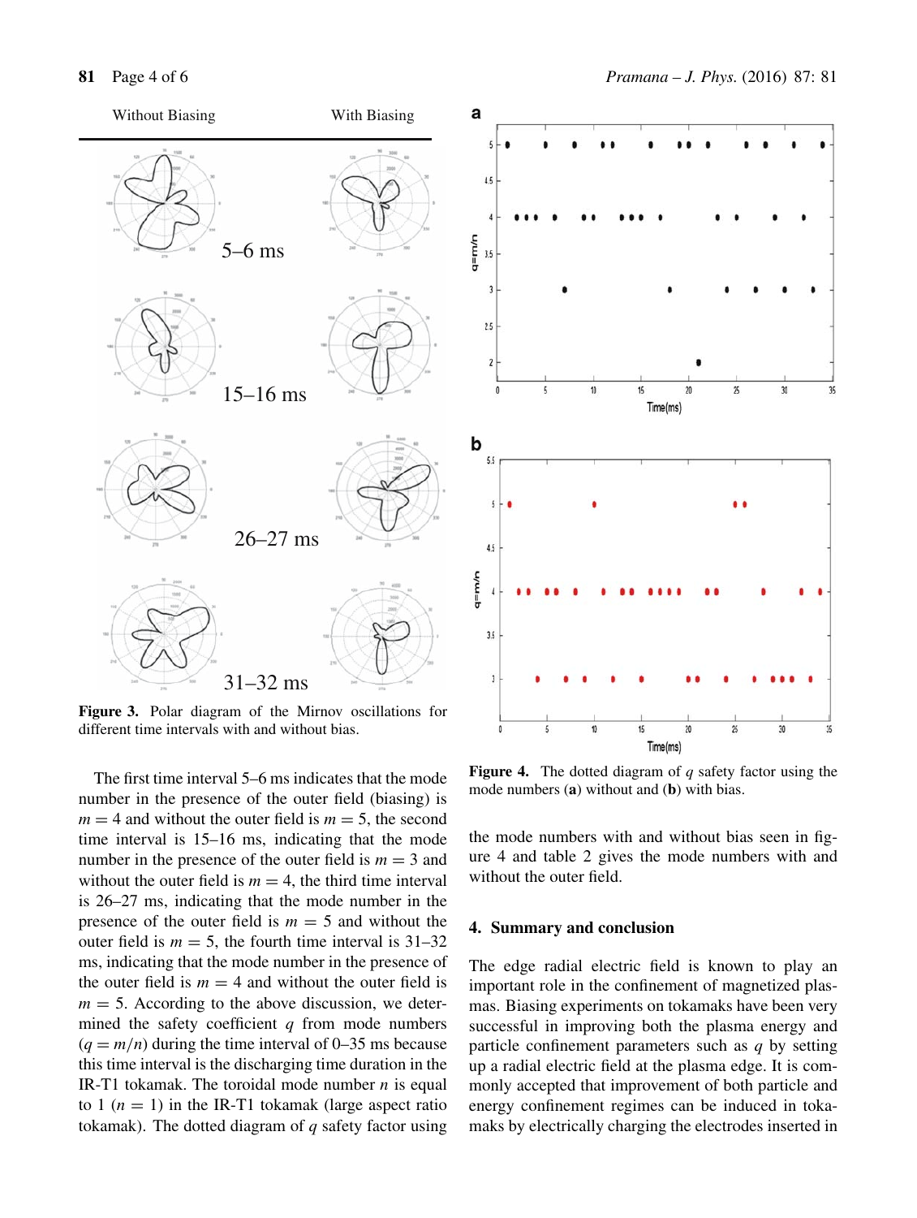Figure 3. Polar diagram of the Mirnov oscillations for different time intervals with and without bias.

The first time interval 5–6 ms indicates that the mode number in the presence of the outer field (biasing) is $m = 4$ and without the outer field is $m = 5$, the second time interval is 15–16 ms, indicating that the mode number in the presence of the outer field is $m = 3$ and without the outer field is $m = 4$, the third time interval is 26–27 ms, indicating that the mode number in the presence of the outer field is $m = 5$ and without the outer field is $m = 5$, the fourth time interval is 31–32 ms, indicating that the mode number in the presence of the outer field is $m = 4$ and without the outer field is $m = 5$. According to the above discussion, we determined the safety coefficient $q$ from mode numbers ($q = m/n$) during the time interval of 0–35 ms because this time interval is the discharging time duration in the IR-T1 tokamak. The toroidal mode number $n$ is equal to 1 ($n = 1$) in the IR-T1 tokamak (large aspect ratio tokamak). The dotted diagram of $q$ safety factor using the mode numbers with and without bias seen in figure 4 and table 2 gives the mode numbers with and without the outer field.

Figure 4. The dotted diagram of $q$ safety factor using the mode numbers (**a**) without and (**b**) with bias.

## 4. Summary and conclusion

The edge radial electric field is known to play an important role in the confinement of magnetized plasmas. Biasing experiments on tokamaks have been very successful in improving both the plasma energy and particle confinement parameters such as $q$ by setting up a radial electric field at the plasma edge. It is commonly accepted that improvement of both particle and energy confinement regimes can be induced in tokamaks by electrically charging the electrodes inserted in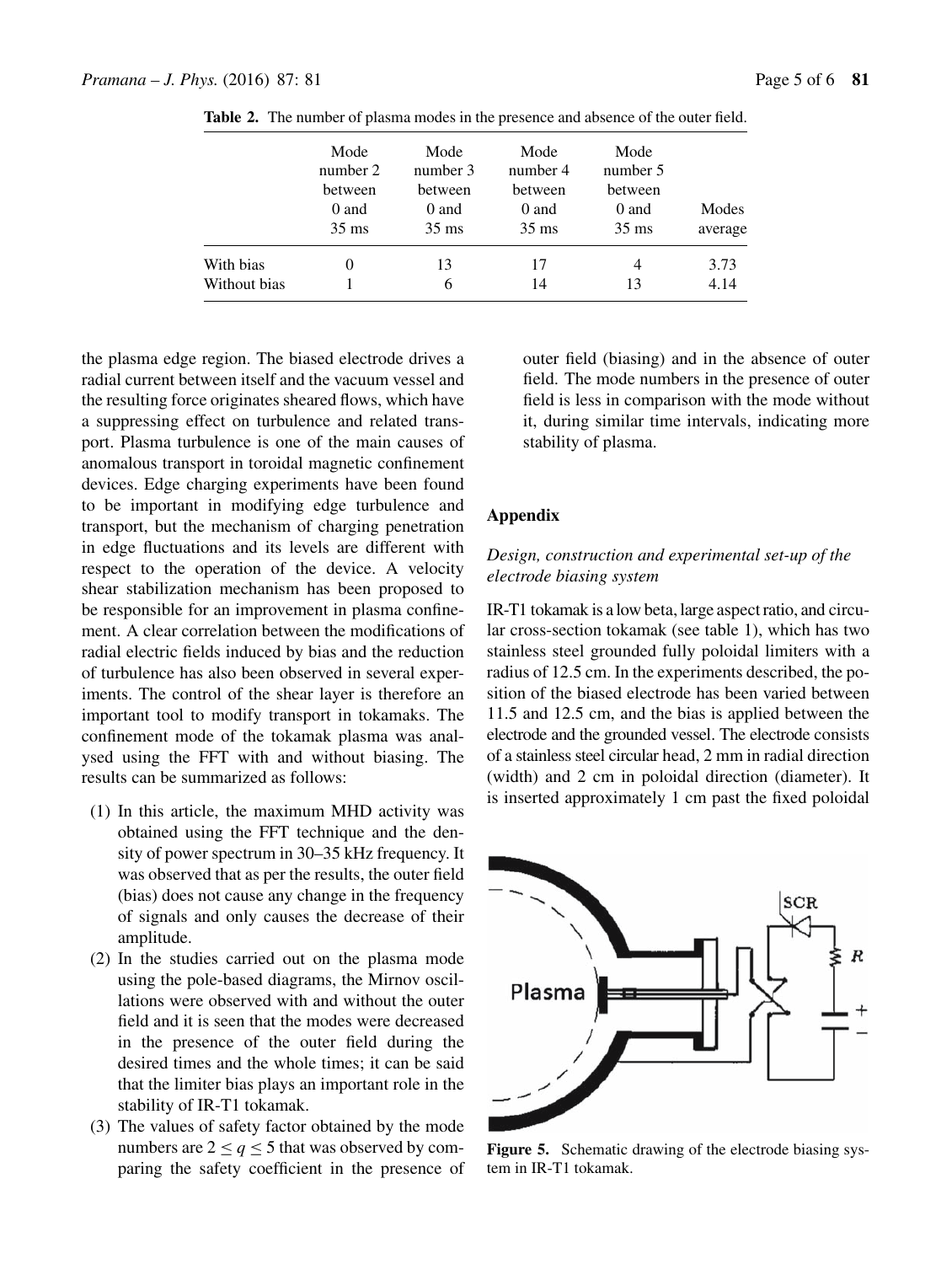**Table 2.** The number of plasma modes in the presence and absence of the outer field.

| | Mode number 2 between 0 and 35 ms | Mode number 3 between 0 and 35 ms | Mode number 4 between 0 and 35 ms | Mode number 5 between 0 and 35 ms | Modes average |
|---|---|---|---|---|---|
| With bias | 0 | 13 | 17 | 4 | 3.73 |
| Without bias | 1 | 6 | 14 | 13 | 4.14 |

the plasma edge region. The biased electrode drives a radial current between itself and the vacuum vessel and the resulting force originates sheared flows, which have a suppressing effect on turbulence and related transport. Plasma turbulence is one of the main causes of anomalous transport in toroidal magnetic confinement devices. Edge charging experiments have been found to be important in modifying edge turbulence and transport, but the mechanism of charging penetration in edge fluctuations and its levels are different with respect to the operation of the device. A velocity shear stabilization mechanism has been proposed to be responsible for an improvement in plasma confinement. A clear correlation between the modifications of radial electric fields induced by bias and the reduction of turbulence has also been observed in several experiments. The control of the shear layer is therefore an important tool to modify transport in tokamaks. The confinement mode of the tokamak plasma was analysed using the FFT with and without biasing. The results can be summarized as follows:

(1) In this article, the maximum MHD activity was obtained using the FFT technique and the density of power spectrum in 30–35 kHz frequency. It was observed that as per the results, the outer field (bias) does not cause any change in the frequency of signals and only causes the decrease of their amplitude.
(2) In the studies carried out on the plasma mode using the pole-based diagrams, the Mirnov oscillations were observed with and without the outer field and it is seen that the modes were decreased in the presence of the outer field during the desired times and the whole times; it can be said that the limiter bias plays an important role in the stability of IR-T1 tokamak.
(3) The values of safety factor obtained by the mode numbers are $2 \leq q \leq 5$ that was observed by comparing the safety coefficient in the presence of outer field (biasing) and in the absence of outer field. The mode numbers in the presence of outer field is less in comparison with the mode without it, during similar time intervals, indicating more stability of plasma.

## Appendix

### *Design, construction and experimental set-up of the electrode biasing system*

IR-T1 tokamak is a low beta, large aspect ratio, and circular cross-section tokamak (see table 1), which has two stainless steel grounded fully poloidal limiters with a radius of 12.5 cm. In the experiments described, the position of the biased electrode has been varied between 11.5 and 12.5 cm, and the bias is applied between the electrode and the grounded vessel. The electrode consists of a stainless steel circular head, 2 mm in radial direction (width) and 2 cm in poloidal direction (diameter). It is inserted approximately 1 cm past the fixed poloidal

**Figure 5.** Schematic drawing of the electrode biasing system in IR-T1 tokamak.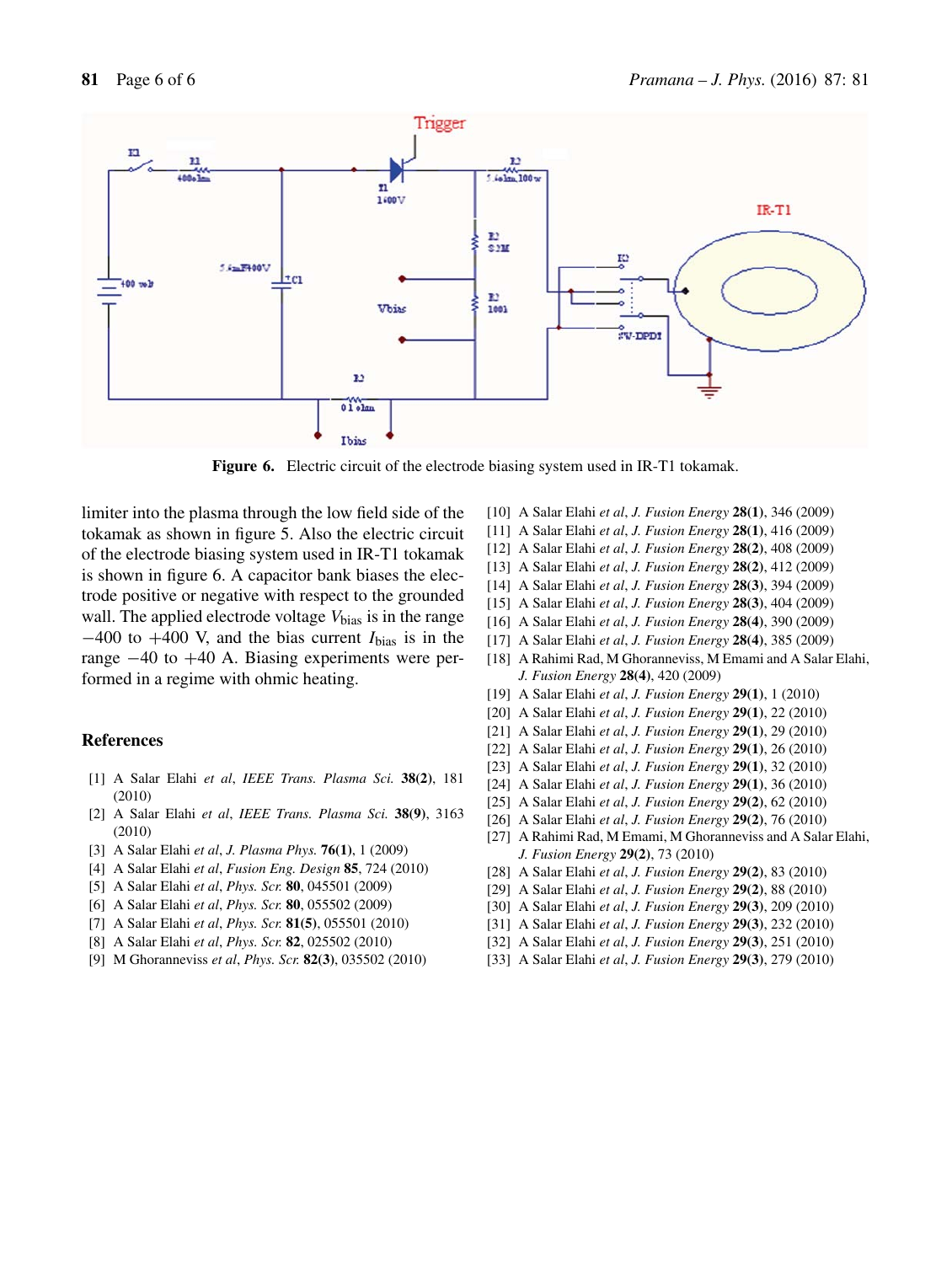Figure 6. Electric circuit of the electrode biasing system used in IR-T1 tokamak.

limiter into the plasma through the low field side of the tokamak as shown in figure 5. Also the electric circuit of the electrode biasing system used in IR-T1 tokamak is shown in figure 6. A capacitor bank biases the electrode positive or negative with respect to the grounded wall. The applied electrode voltage $V_{\text{bias}}$ is in the range $-400$ to $+400$ V, and the bias current $I_{\text{bias}}$ is in the range $-40$ to $+40$ A. Biasing experiments were performed in a regime with ohmic heating.

## References

[1] A Salar Elahi *et al*, *IEEE Trans. Plasma Sci.* **38(2)**, 181 (2010)

[2] A Salar Elahi *et al*, *IEEE Trans. Plasma Sci.* **38(9)**, 3163 (2010)

[3] A Salar Elahi *et al*, *J. Plasma Phys.* **76(1)**, 1 (2009)

[4] A Salar Elahi *et al*, *Fusion Eng. Design* **85**, 724 (2010)

[5] A Salar Elahi *et al*, *Phys. Scr.* **80**, 045501 (2009)

[6] A Salar Elahi *et al*, *Phys. Scr.* **80**, 055502 (2009)

[7] A Salar Elahi *et al*, *Phys. Scr.* **81(5)**, 055501 (2010)

[8] A Salar Elahi *et al*, *Phys. Scr.* **82**, 025502 (2010)

[9] M Ghoranneviss *et al*, *Phys. Scr.* **82(3)**, 035502 (2010)

[10] A Salar Elahi *et al*, *J. Fusion Energy* **28(1)**, 346 (2009)

[11] A Salar Elahi *et al*, *J. Fusion Energy* **28(1)**, 416 (2009)

[12] A Salar Elahi *et al*, *J. Fusion Energy* **28(2)**, 408 (2009)

[13] A Salar Elahi *et al*, *J. Fusion Energy* **28(2)**, 412 (2009)

[14] A Salar Elahi *et al*, *J. Fusion Energy* **28(3)**, 394 (2009)

[15] A Salar Elahi *et al*, *J. Fusion Energy* **28(3)**, 404 (2009)

[16] A Salar Elahi *et al*, *J. Fusion Energy* **28(4)**, 390 (2009)

[17] A Salar Elahi *et al*, *J. Fusion Energy* **28(4)**, 385 (2009)

[18] A Rahimi Rad, M Ghoranneviss, M Emami and A Salar Elahi, *J. Fusion Energy* **28(4)**, 420 (2009)

[19] A Salar Elahi *et al*, *J. Fusion Energy* **29(1)**, 1 (2010)

[20] A Salar Elahi *et al*, *J. Fusion Energy* **29(1)**, 22 (2010)

[21] A Salar Elahi *et al*, *J. Fusion Energy* **29(1)**, 29 (2010)

[22] A Salar Elahi *et al*, *J. Fusion Energy* **29(1)**, 26 (2010)

[23] A Salar Elahi *et al*, *J. Fusion Energy* **29(1)**, 32 (2010)

[24] A Salar Elahi *et al*, *J. Fusion Energy* **29(1)**, 36 (2010)

[25] A Salar Elahi *et al*, *J. Fusion Energy* **29(2)**, 62 (2010)

[26] A Salar Elahi *et al*, *J. Fusion Energy* **29(2)**, 76 (2010)

[27] A Rahimi Rad, M Emami, M Ghoranneviss and A Salar Elahi, *J. Fusion Energy* **29(2)**, 73 (2010)

[28] A Salar Elahi *et al*, *J. Fusion Energy* **29(2)**, 83 (2010)

[29] A Salar Elahi *et al*, *J. Fusion Energy* **29(2)**, 88 (2010)

[30] A Salar Elahi *et al*, *J. Fusion Energy* **29(3)**, 209 (2010)

[31] A Salar Elahi *et al*, *J. Fusion Energy* **29(3)**, 232 (2010)

[32] A Salar Elahi *et al*, *J. Fusion Energy* **29(3)**, 251 (2010)

[33] A Salar Elahi *et al*, *J. Fusion Energy* **29(3)**, 279 (2010)